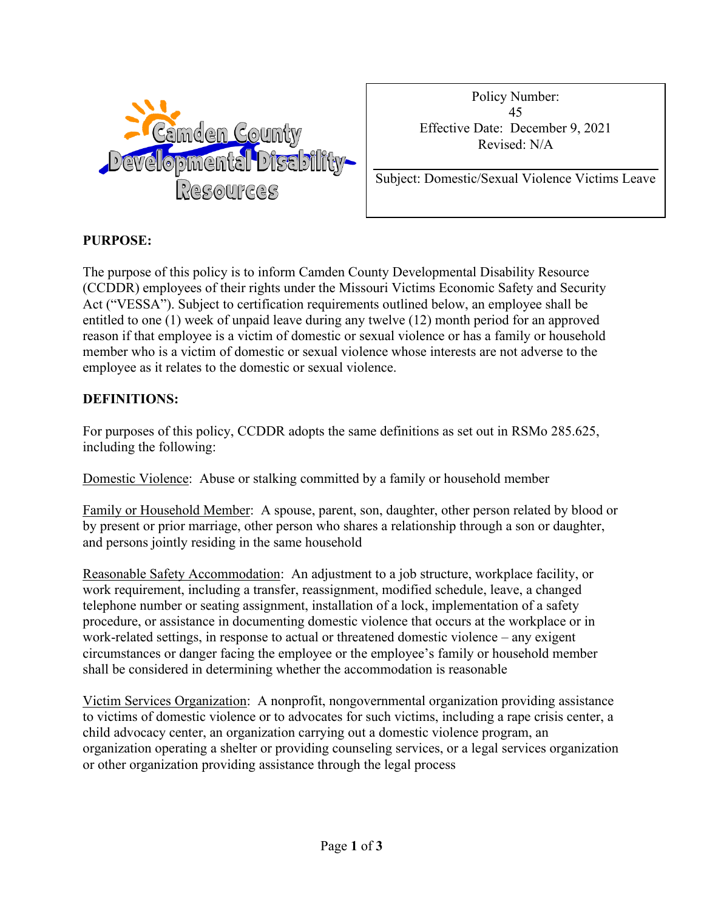Camden County Developmental Disability Resources

| Policy Number: 45 |
| --- |
| Effective Date: December 9, 2021 |
| Revised: N/A |
| Subject: Domestic/Sexual Violence Victims Leave |

**PURPOSE:**

The purpose of this policy is to inform Camden County Developmental Disability Resource (CCDDR) employees of their rights under the Missouri Victims Economic Safety and Security Act ("VESSA"). Subject to certification requirements outlined below, an employee shall be entitled to one (1) week of unpaid leave during any twelve (12) month period for an approved reason if that employee is a victim of domestic or sexual violence or has a family or household member who is a victim of domestic or sexual violence whose interests are not adverse to the employee as it relates to the domestic or sexual violence.

**DEFINITIONS:**

For purposes of this policy, CCDDR adopts the same definitions as set out in RSMo 285.625, including the following:

Domestic Violence: Abuse or stalking committed by a family or household member

Family or Household Member: A spouse, parent, son, daughter, other person related by blood or by present or prior marriage, other person who shares a relationship through a son or daughter, and persons jointly residing in the same household

Reasonable Safety Accommodation: An adjustment to a job structure, workplace facility, or work requirement, including a transfer, reassignment, modified schedule, leave, a changed telephone number or seating assignment, installation of a lock, implementation of a safety procedure, or assistance in documenting domestic violence that occurs at the workplace or in work-related settings, in response to actual or threatened domestic violence – any exigent circumstances or danger facing the employee or the employee's family or household member shall be considered in determining whether the accommodation is reasonable

Victim Services Organization: A nonprofit, nongovernmental organization providing assistance to victims of domestic violence or to advocates for such victims, including a rape crisis center, a child advocacy center, an organization carrying out a domestic violence program, an organization operating a shelter or providing counseling services, or a legal services organization or other organization providing assistance through the legal process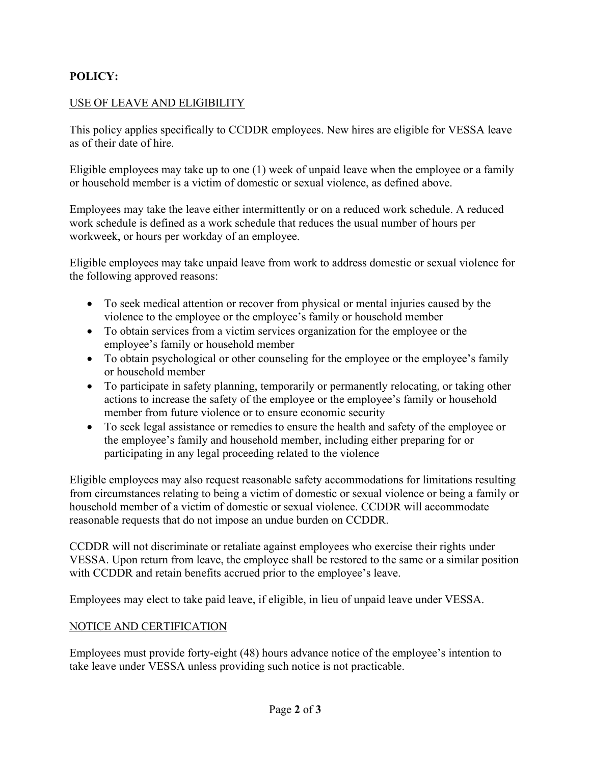**POLICY:**

USE OF LEAVE AND ELIGIBILITY

This policy applies specifically to CCDDR employees. New hires are eligible for VESSA leave as of their date of hire.

Eligible employees may take up to one (1) week of unpaid leave when the employee or a family or household member is a victim of domestic or sexual violence, as defined above.

Employees may take the leave either intermittently or on a reduced work schedule. A reduced work schedule is defined as a work schedule that reduces the usual number of hours per workweek, or hours per workday of an employee.

Eligible employees may take unpaid leave from work to address domestic or sexual violence for the following approved reasons:

- To seek medical attention or recover from physical or mental injuries caused by the violence to the employee or the employee's family or household member
- To obtain services from a victim services organization for the employee or the employee's family or household member
- To obtain psychological or other counseling for the employee or the employee's family or household member
- To participate in safety planning, temporarily or permanently relocating, or taking other actions to increase the safety of the employee or the employee's family or household member from future violence or to ensure economic security
- To seek legal assistance or remedies to ensure the health and safety of the employee or the employee's family and household member, including either preparing for or participating in any legal proceeding related to the violence

Eligible employees may also request reasonable safety accommodations for limitations resulting from circumstances relating to being a victim of domestic or sexual violence or being a family or household member of a victim of domestic or sexual violence. CCDDR will accommodate reasonable requests that do not impose an undue burden on CCDDR.

CCDDR will not discriminate or retaliate against employees who exercise their rights under VESSA. Upon return from leave, the employee shall be restored to the same or a similar position with CCDDR and retain benefits accrued prior to the employee's leave.

Employees may elect to take paid leave, if eligible, in lieu of unpaid leave under VESSA.

NOTICE AND CERTIFICATION

Employees must provide forty-eight (48) hours advance notice of the employee's intention to take leave under VESSA unless providing such notice is not practicable.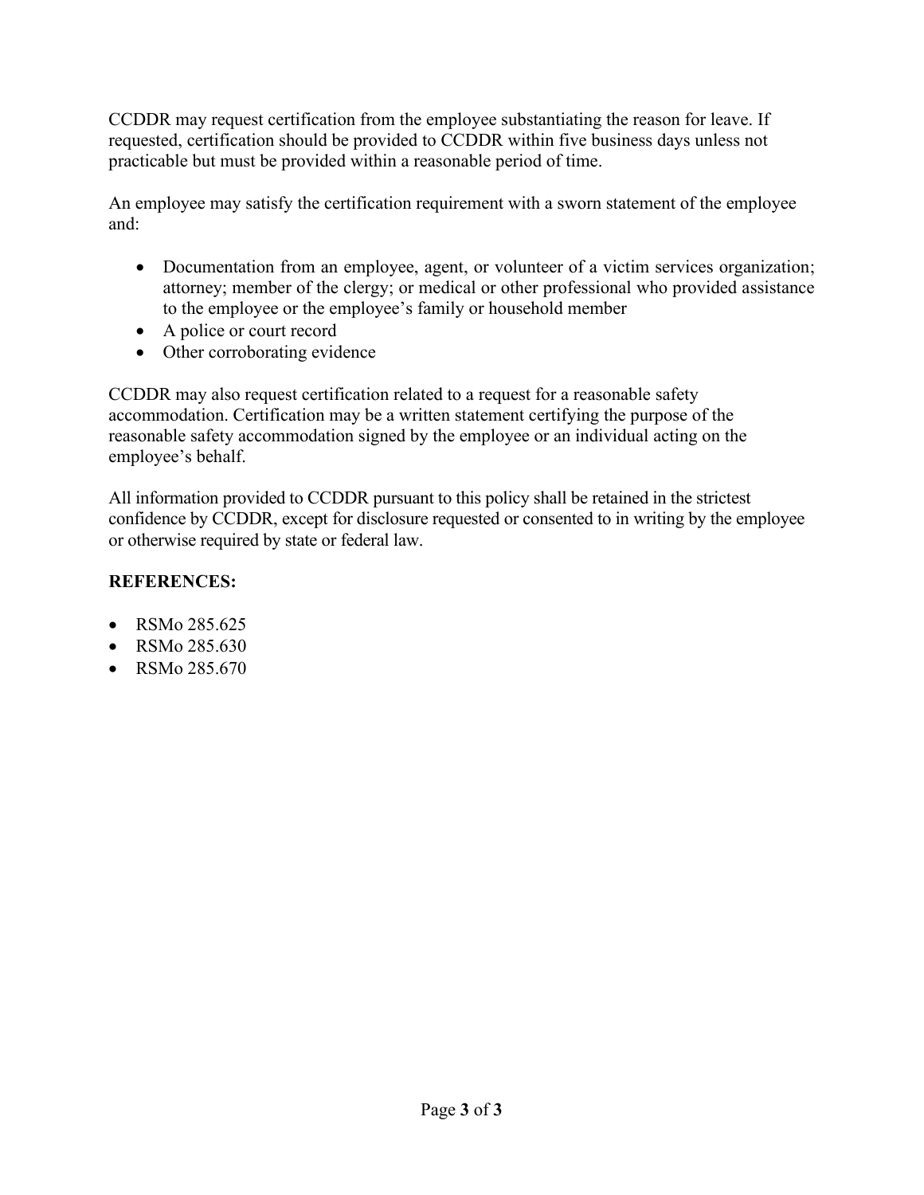CCDDR may request certification from the employee substantiating the reason for leave. If requested, certification should be provided to CCDDR within five business days unless not practicable but must be provided within a reasonable period of time.

An employee may satisfy the certification requirement with a sworn statement of the employee and:

- Documentation from an employee, agent, or volunteer of a victim services organization; attorney; member of the clergy; or medical or other professional who provided assistance to the employee or the employee's family or household member
- A police or court record
- Other corroborating evidence

CCDDR may also request certification related to a request for a reasonable safety accommodation. Certification may be a written statement certifying the purpose of the reasonable safety accommodation signed by the employee or an individual acting on the employee's behalf.

All information provided to CCDDR pursuant to this policy shall be retained in the strictest confidence by CCDDR, except for disclosure requested or consented to in writing by the employee or otherwise required by state or federal law.

**REFERENCES:**

- RSMo 285.625
- RSMo 285.630
- RSMo 285.670